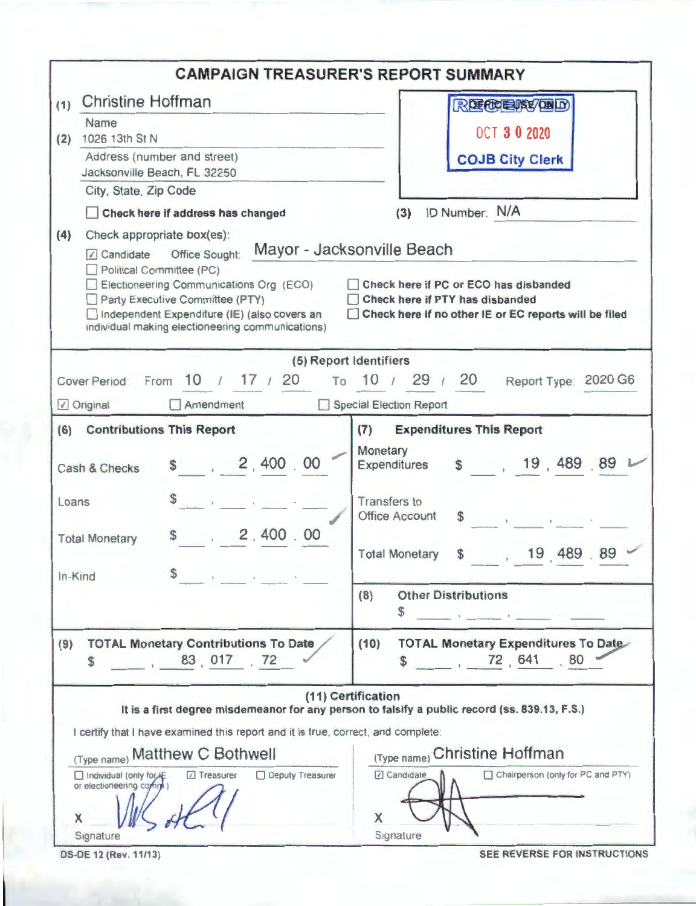# CAMPAIGN TREASURER'S REPORT SUMMARY

**(1)** Christine Hoffman
Name

**(2)** 1026 13th St N
Address (number and street)
Jacksonville Beach, FL 32250
City, State, Zip Code

☐ **Check here if address has changed**

RECEIVED
OCT 30 2020
COJB City Clerk

**(3)** ID Number: N/A

**(4)** Check appropriate box(es):

☑ Candidate  Office Sought: Mayor - Jacksonville Beach
☐ Political Committee (PC)
☐ Electioneering Communications Org (ECO)
☐ Party Executive Committee (PTY)
☐ Independent Expenditure (IE) (also covers an individual making electioneering communications)

☐ **Check here if PC or ECO has disbanded**
☐ **Check here if PTY has disbanded**
☐ **Check here if no other IE or EC reports will be filed**

**(5) Report Identifiers**

Cover Period From 10 / 17 / 20 To 10 / 29 / 20  Report Type: 2020 G6

☑ Original  ☐ Amendment  ☐ Special Election Report

| **(6) Contributions This Report** | | **(7) Expenditures This Report** | |
|---|---|---|---|
| Cash & Checks | $ 2,400.00 | Monetary Expenditures | $ 19,489.89 |
| Loans | $ | Transfers to Office Account | $ |
| Total Monetary | $ 2,400.00 | Total Monetary | $ 19,489.89 |
| In-Kind | $ | **(8) Other Distributions** | $ |

| **(9) TOTAL Monetary Contributions To Date** | **(10) TOTAL Monetary Expenditures To Date** |
|---|---|
| $ 83,017.72 | $ 72,641.80 |

**(11) Certification**

**It is a first degree misdemeanor for any person to falsify a public record (ss. 839.13, F.S.)**

I certify that I have examined this report and it is true, correct, and complete:

(Type name) Matthew C Bothwell
☐ Individual (only for IE or electioneering comm.)  ☑ Treasurer  ☐ Deputy Treasurer
X [signature]
Signature

(Type name) Christine Hoffman
☑ Candidate  ☐ Chairperson (only for PC and PTY)
X [signature]
Signature

DS-DE 12 (Rev. 11/13)  **SEE REVERSE FOR INSTRUCTIONS**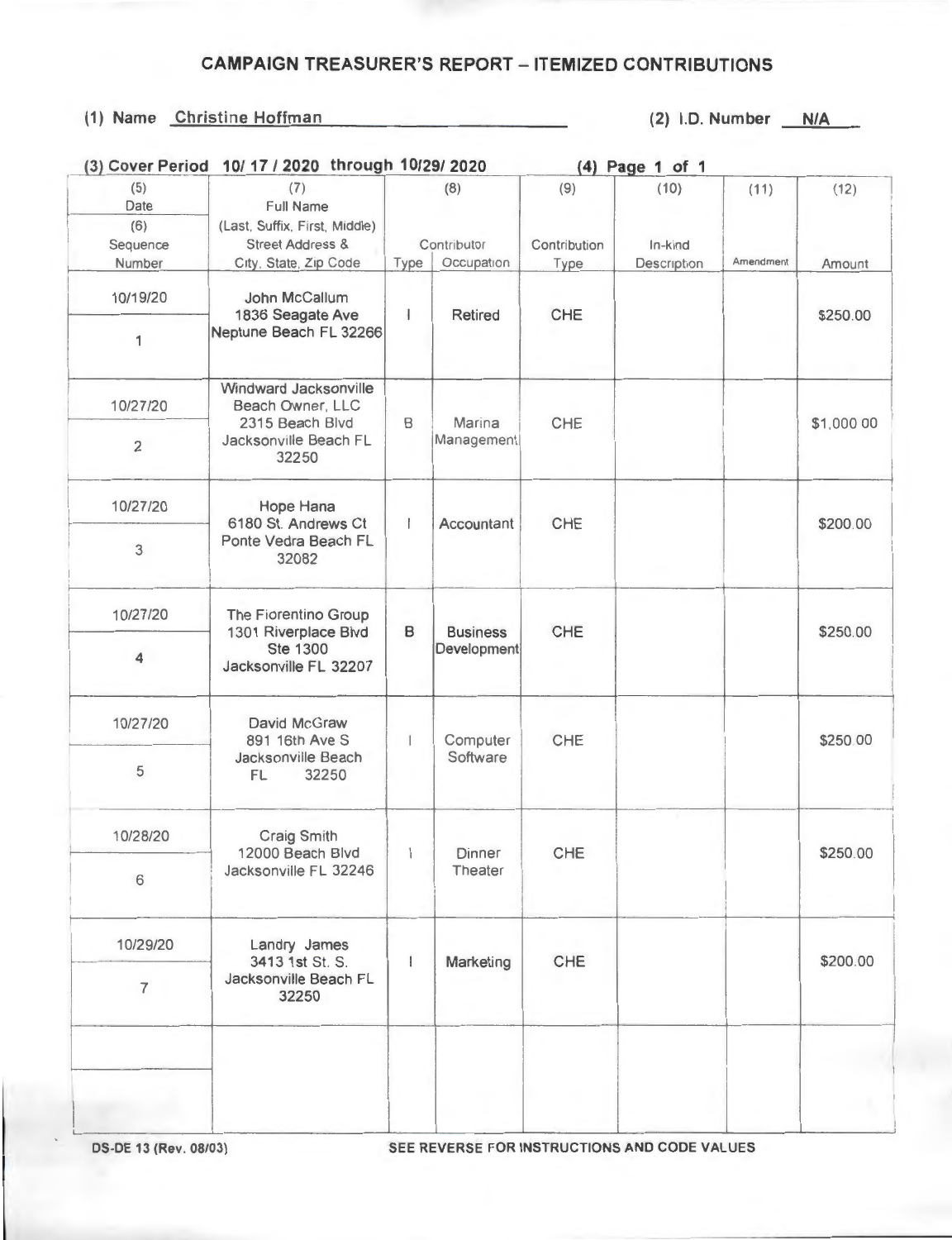# CAMPAIGN TREASURER'S REPORT – ITEMIZED CONTRIBUTIONS

**(1) Name** Christine Hoffman **(2) I.D. Number** N/A

**(3) Cover Period** 10/ 17 / 2020 through 10/29/ 2020 **(4) Page** 1 of 1

| (5) Date / (6) Sequence Number | (7) Full Name (Last, Suffix, First, Middle) Street Address & City, State, Zip Code | (8) Contributor Type | (8) Contributor Occupation | (9) Contribution Type | (10) In-kind Description | (11) Amendment | (12) Amount |
|---|---|---|---|---|---|---|---|
| 10/19/20 / 1 | John McCallum 1836 Seagate Ave Neptune Beach FL 32266 | I | Retired | CHE | | | $250.00 |
| 10/27/20 / 2 | Windward Jacksonville Beach Owner, LLC 2315 Beach Blvd Jacksonville Beach FL 32250 | B | Marina Management | CHE | | | $1,000.00 |
| 10/27/20 / 3 | Hope Hana 6180 St. Andrews Ct Ponte Vedra Beach FL 32082 | I | Accountant | CHE | | | $200.00 |
| 10/27/20 / 4 | The Fiorentino Group 1301 Riverplace Blvd Ste 1300 Jacksonville FL 32207 | B | Business Development | CHE | | | $250.00 |
| 10/27/20 / 5 | David McGraw 891 16th Ave S Jacksonville Beach FL 32250 | I | Computer Software | CHE | | | $250.00 |
| 10/28/20 / 6 | Craig Smith 12000 Beach Blvd Jacksonville FL 32246 | I | Dinner Theater | CHE | | | $250.00 |
| 10/29/20 / 7 | Landry James 3413 1st St. S. Jacksonville Beach FL 32250 | I | Marketing | CHE | | | $200.00 |
| | | | | | | | |

DS-DE 13 (Rev. 08/03) SEE REVERSE FOR INSTRUCTIONS AND CODE VALUES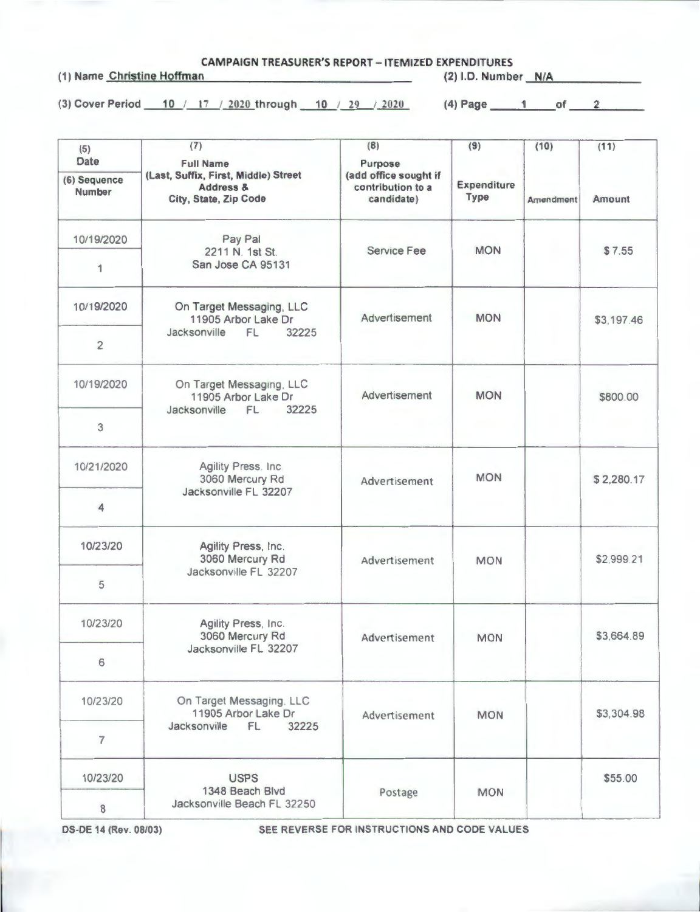# CAMPAIGN TREASURER'S REPORT – ITEMIZED EXPENDITURES

(1) Name Christine Hoffman (2) I.D. Number N/A

(3) Cover Period 10 / 17 / 2020 through 10 / 29 / 2020 (4) Page 1 of 2

| (5) Date / (6) Sequence Number | (7) Full Name (Last, Suffix, First, Middle) Street Address & City, State, Zip Code | (8) Purpose (add office sought if contribution to a candidate) | (9) Expenditure Type | (10) Amendment | (11) Amount |
|---|---|---|---|---|---|
| 10/19/2020<br>1 | Pay Pal<br>2211 N. 1st St.<br>San Jose CA 95131 | Service Fee | MON | | $ 7.55 |
| 10/19/2020<br>2 | On Target Messaging, LLC<br>11905 Arbor Lake Dr<br>Jacksonville FL 32225 | Advertisement | MON | | $3,197.46 |
| 10/19/2020<br>3 | On Target Messaging, LLC<br>11905 Arbor Lake Dr<br>Jacksonville FL 32225 | Advertisement | MON | | $800.00 |
| 10/21/2020<br>4 | Agility Press. Inc<br>3060 Mercury Rd<br>Jacksonville FL 32207 | Advertisement | MON | | $ 2,280.17 |
| 10/23/20<br>5 | Agility Press, Inc.<br>3060 Mercury Rd<br>Jacksonville FL 32207 | Advertisement | MON | | $2,999.21 |
| 10/23/20<br>6 | Agility Press, Inc.<br>3060 Mercury Rd<br>Jacksonville FL 32207 | Advertisement | MON | | $3,664.89 |
| 10/23/20<br>7 | On Target Messaging, LLC<br>11905 Arbor Lake Dr<br>Jacksonville FL 32225 | Advertisement | MON | | $3,304.98 |
| 10/23/20<br>8 | USPS<br>1348 Beach Blvd<br>Jacksonville Beach FL 32250 | Postage | MON | | $55.00 |

DS-DE 14 (Rev. 08/03) SEE REVERSE FOR INSTRUCTIONS AND CODE VALUES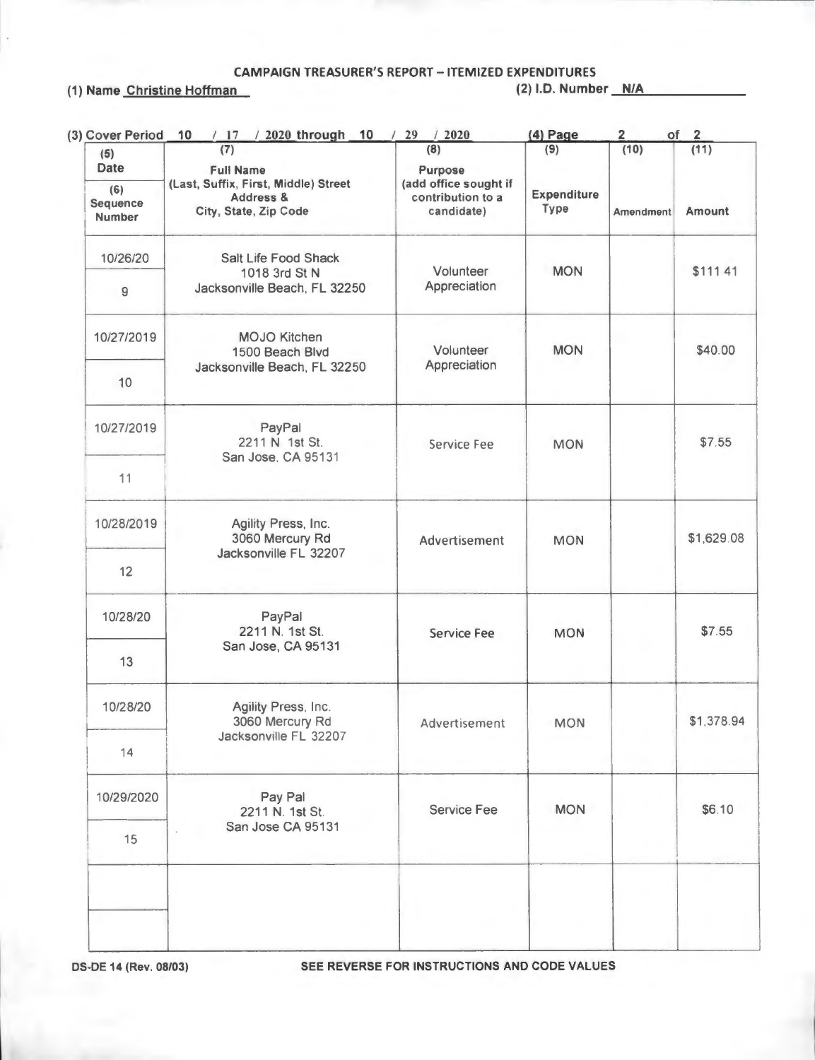## CAMPAIGN TREASURER'S REPORT – ITEMIZED EXPENDITURES

**(1) Name** Christine Hoffman **(2) I.D. Number** N/A

**(3) Cover Period** 10 / 17 / 2020 through 10 / 29 / 2020 **(4) Page** 2 of 2

| (5) Date / (6) Sequence Number | (7) Full Name (Last, Suffix, First, Middle) Street Address & City, State, Zip Code | (8) Purpose (add office sought if contribution to a candidate) | (9) Expenditure Type | (10) Amendment | (11) Amount |
|---|---|---|---|---|---|
| 10/26/20<br>9 | Salt Life Food Shack<br>1018 3rd St N<br>Jacksonville Beach, FL 32250 | Volunteer Appreciation | MON | | $111 41 |
| 10/27/2019<br>10 | MOJO Kitchen<br>1500 Beach Blvd<br>Jacksonville Beach, FL 32250 | Volunteer Appreciation | MON | | $40.00 |
| 10/27/2019<br>11 | PayPal<br>2211 N 1st St.<br>San Jose. CA 95131 | Service Fee | MON | | $7.55 |
| 10/28/2019<br>12 | Agility Press, Inc.<br>3060 Mercury Rd<br>Jacksonville FL 32207 | Advertisement | MON | | $1,629.08 |
| 10/28/20<br>13 | PayPal<br>2211 N. 1st St.<br>San Jose, CA 95131 | Service Fee | MON | | $7.55 |
| 10/28/20<br>14 | Agility Press, Inc.<br>3060 Mercury Rd<br>Jacksonville FL 32207 | Advertisement | MON | | $1,378.94 |
| 10/29/2020<br>15 | Pay Pal<br>2211 N. 1st St.<br>San Jose CA 95131 | Service Fee | MON | | $6.10 |
| | | | | | |

DS-DE 14 (Rev. 08/03) SEE REVERSE FOR INSTRUCTIONS AND CODE VALUES